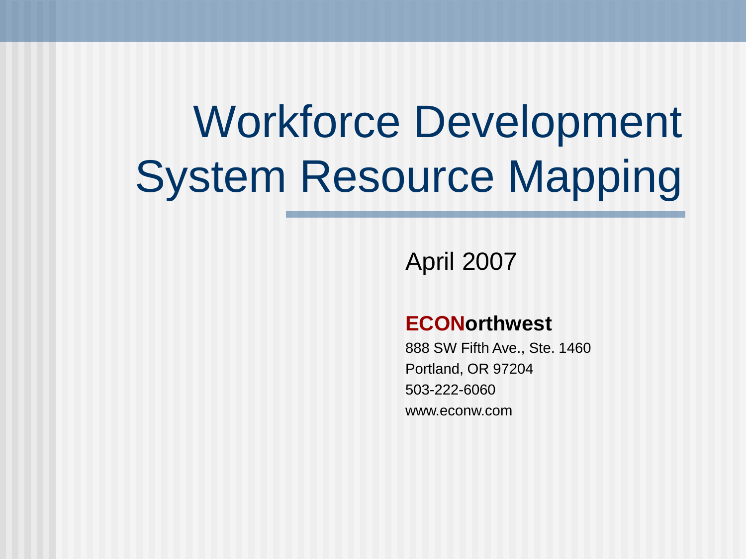# Workforce Development System Resource Mapping

April 2007

**ECONorthwest**

888 SW Fifth Ave., Ste. 1460
Portland, OR 97204
503-222-6060
www.econw.com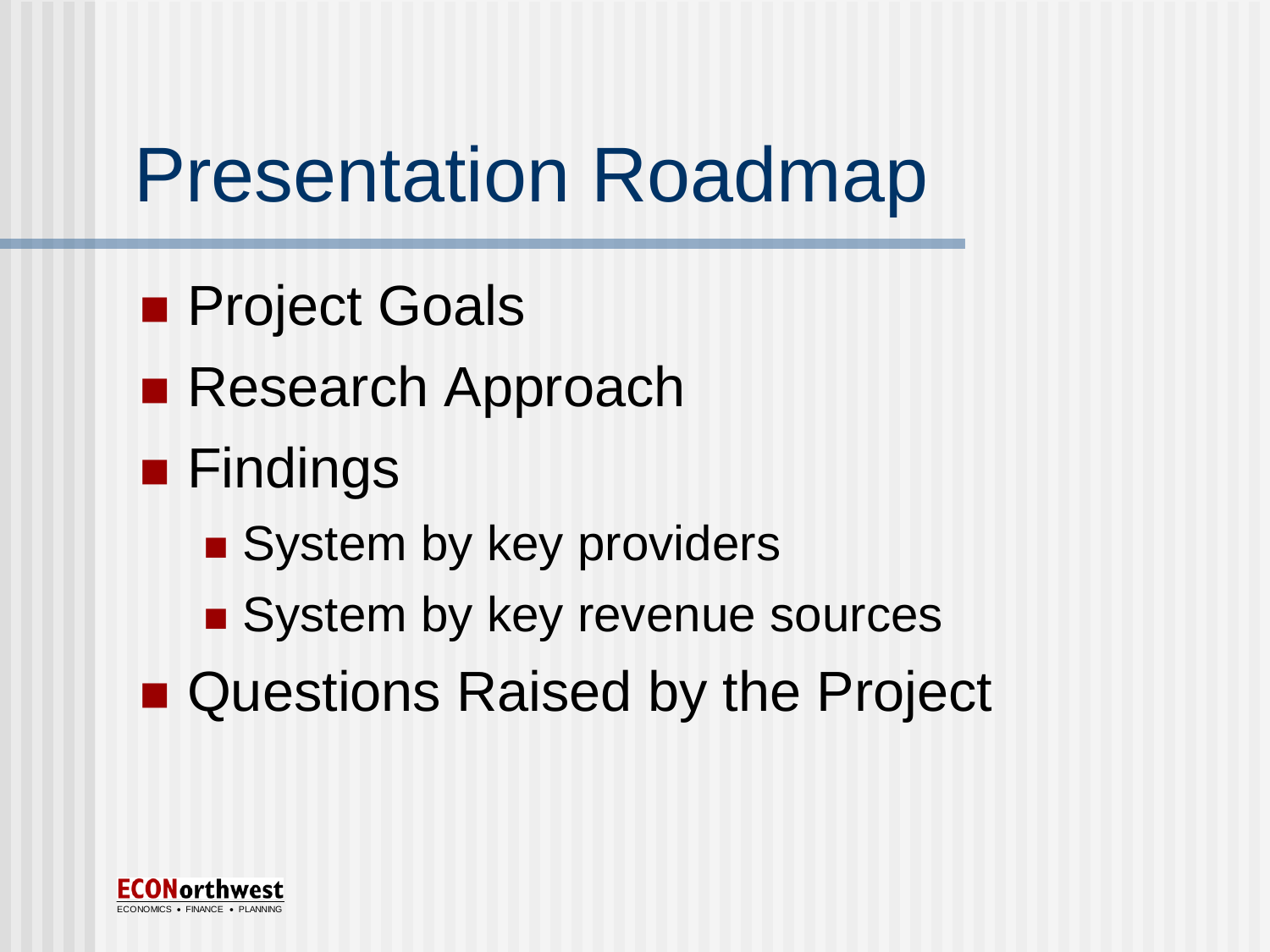# Presentation Roadmap

- Project Goals
- Research Approach
- Findings
  - System by key providers
  - System by key revenue sources
- Questions Raised by the Project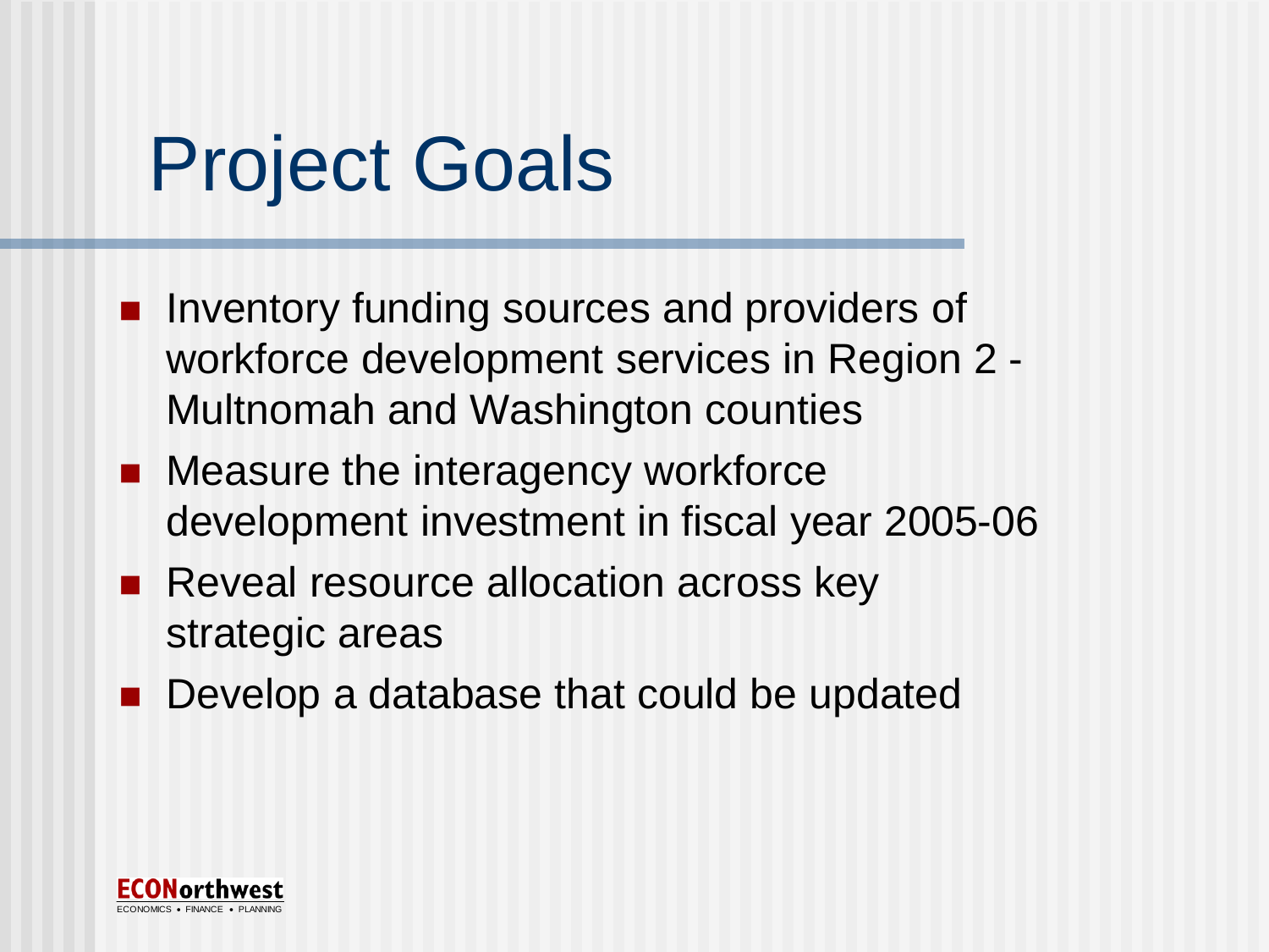# Project Goals

- Inventory funding sources and providers of workforce development services in Region 2 - Multnomah and Washington counties
- Measure the interagency workforce development investment in fiscal year 2005-06
- Reveal resource allocation across key strategic areas
- Develop a database that could be updated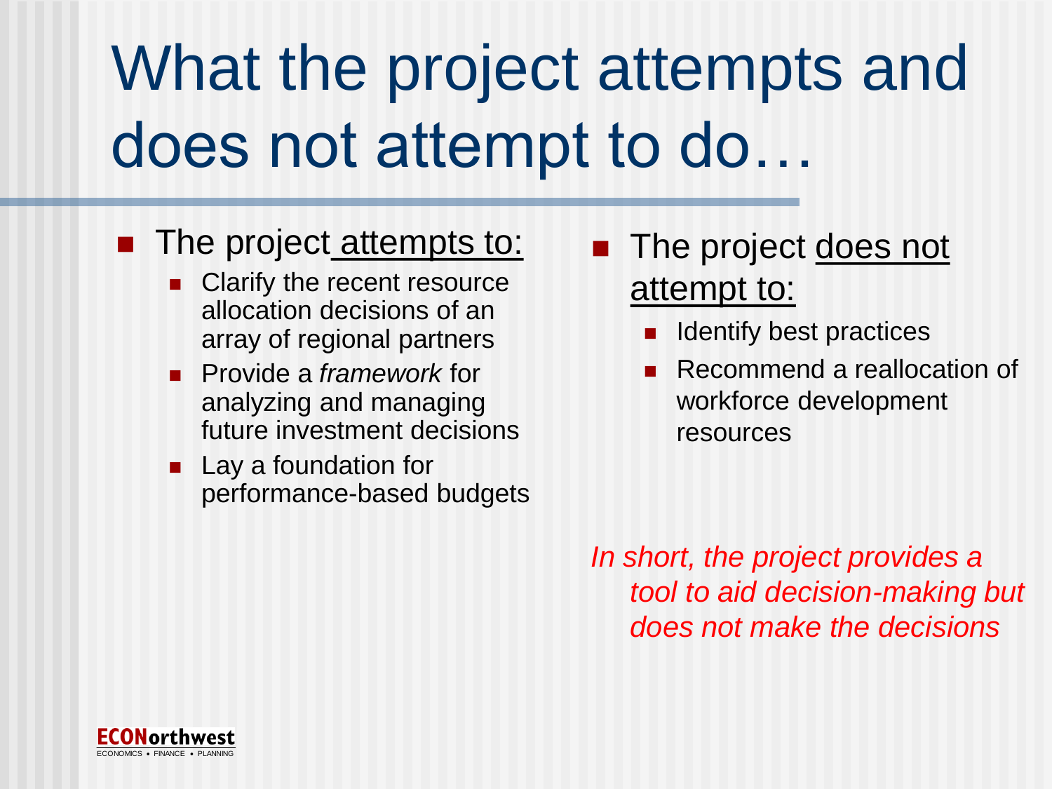# What the project attempts and does not attempt to do…

- The project attempts to:
  - Clarify the recent resource allocation decisions of an array of regional partners
  - Provide a *framework* for analyzing and managing future investment decisions
  - Lay a foundation for performance-based budgets

- The project does not attempt to:
  - Identify best practices
  - Recommend a reallocation of workforce development resources

*In short, the project provides a tool to aid decision-making but does not make the decisions*

ECONorthwest
ECONOMICS • FINANCE • PLANNING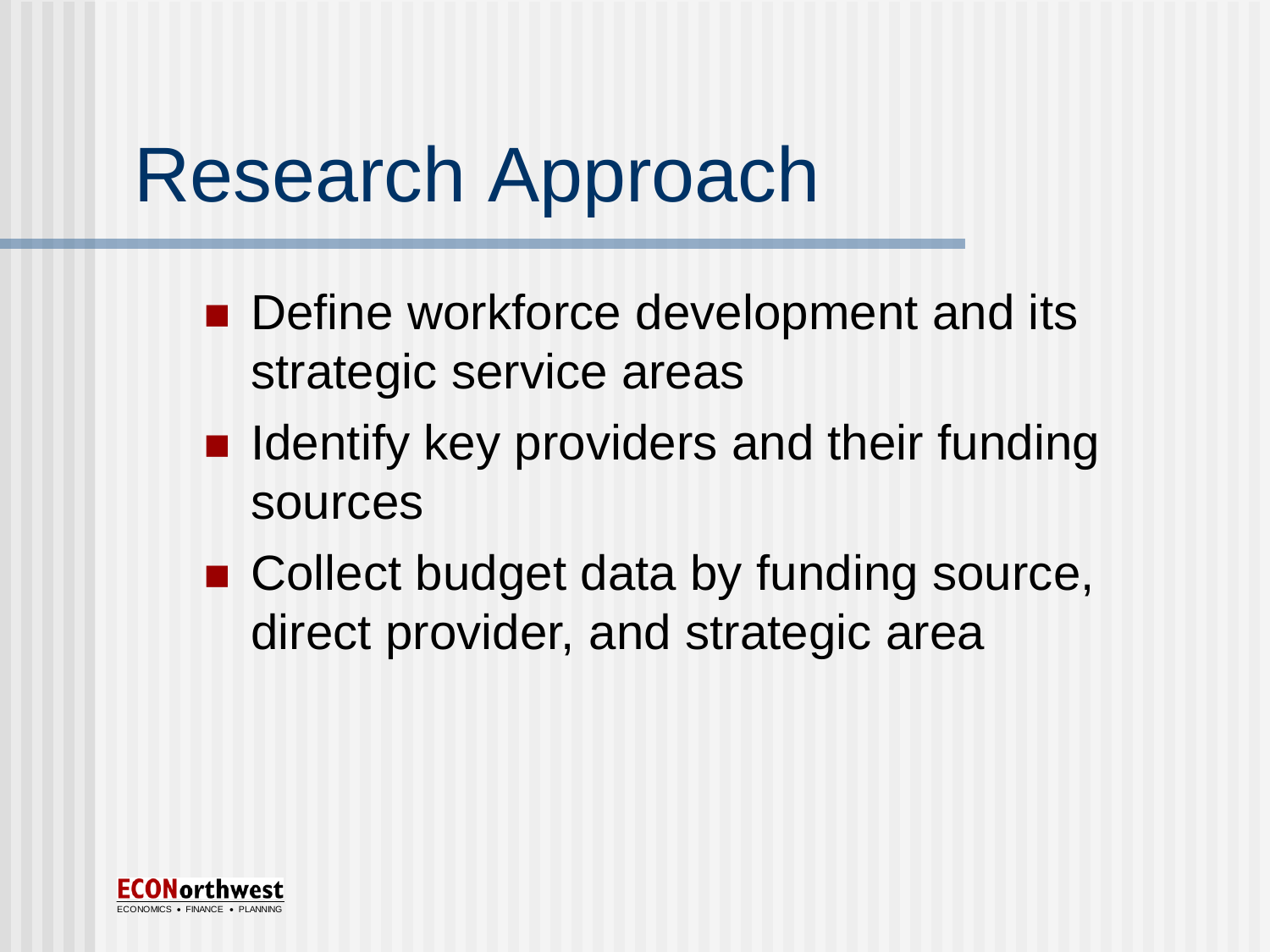# Research Approach

- Define workforce development and its strategic service areas
- Identify key providers and their funding sources
- Collect budget data by funding source, direct provider, and strategic area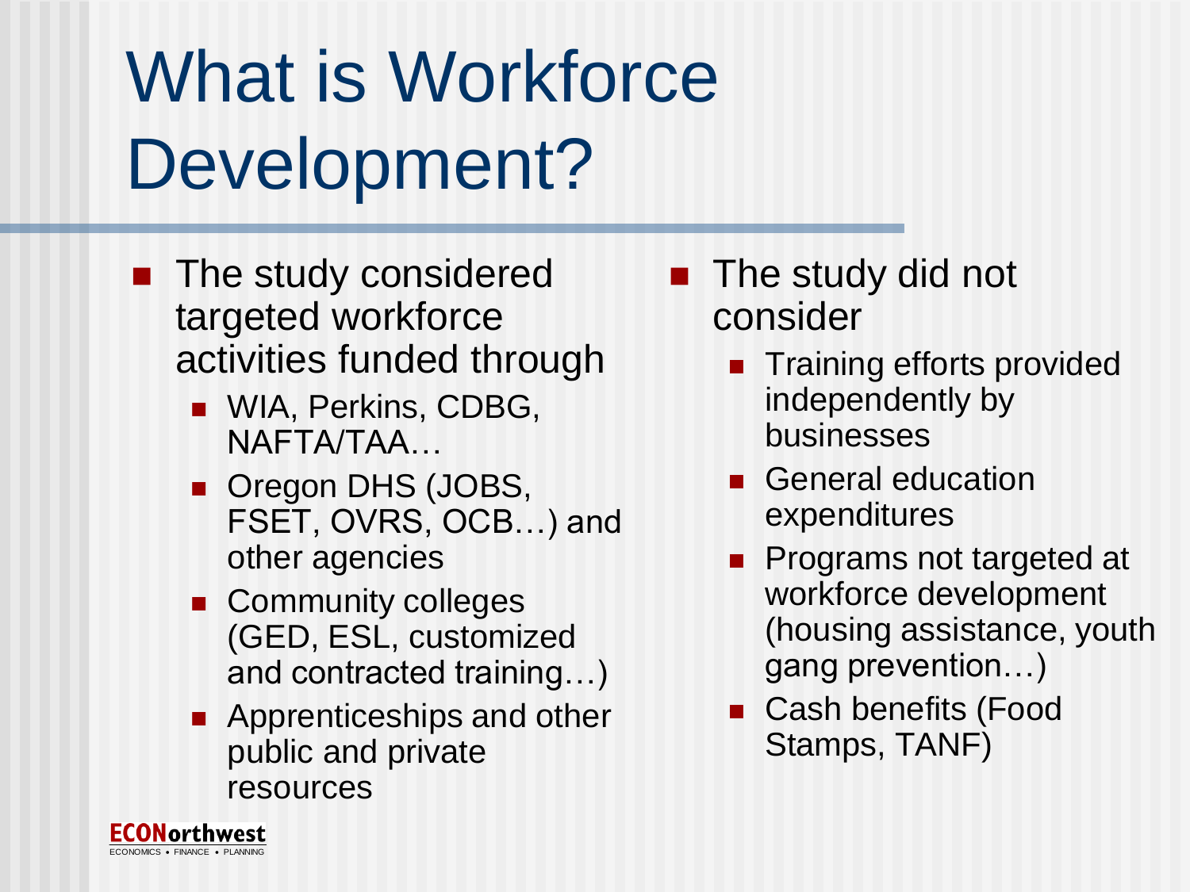# What is Workforce Development?

- The study considered targeted workforce activities funded through
  - WIA, Perkins, CDBG, NAFTA/TAA…
  - Oregon DHS (JOBS, FSET, OVRS, OCB…) and other agencies
  - Community colleges (GED, ESL, customized and contracted training…)
  - Apprenticeships and other public and private resources

- The study did not consider
  - Training efforts provided independently by businesses
  - General education expenditures
  - Programs not targeted at workforce development (housing assistance, youth gang prevention…)
  - Cash benefits (Food Stamps, TANF)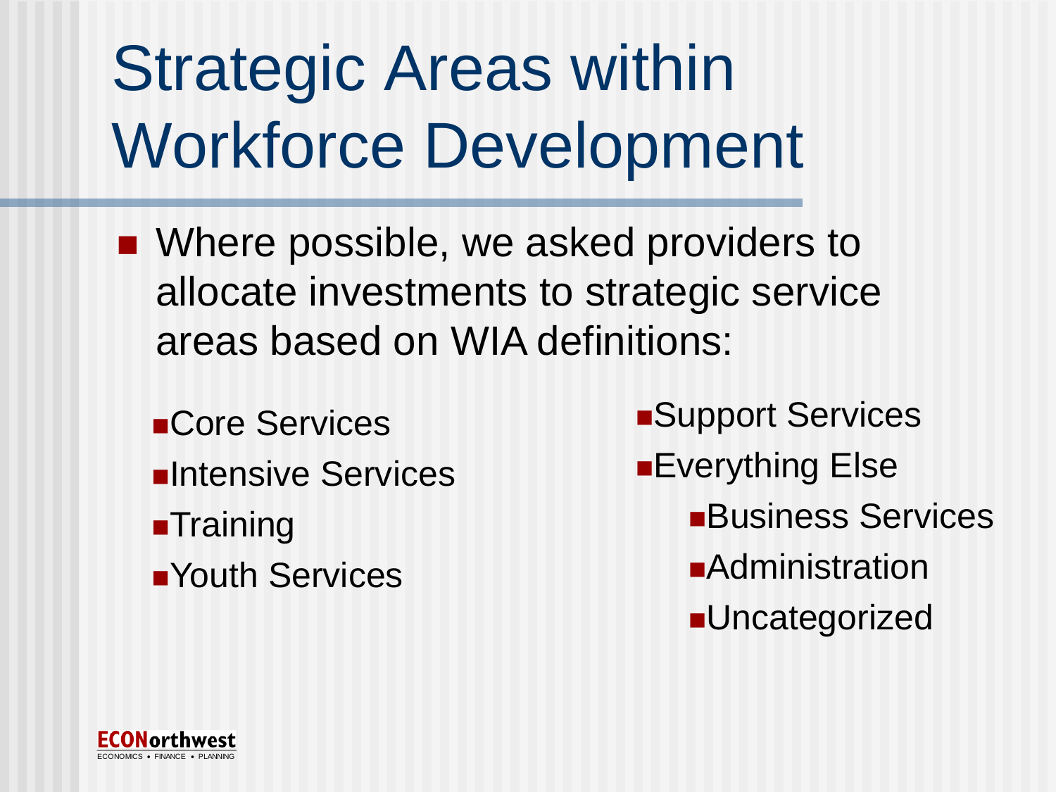# Strategic Areas within Workforce Development

- Where possible, we asked providers to allocate investments to strategic service areas based on WIA definitions:
  - Core Services
  - Intensive Services
  - Training
  - Youth Services
  - Support Services
  - Everything Else
    - Business Services
    - Administration
    - Uncategorized

ECONorthwest
ECONOMICS • FINANCE • PLANNING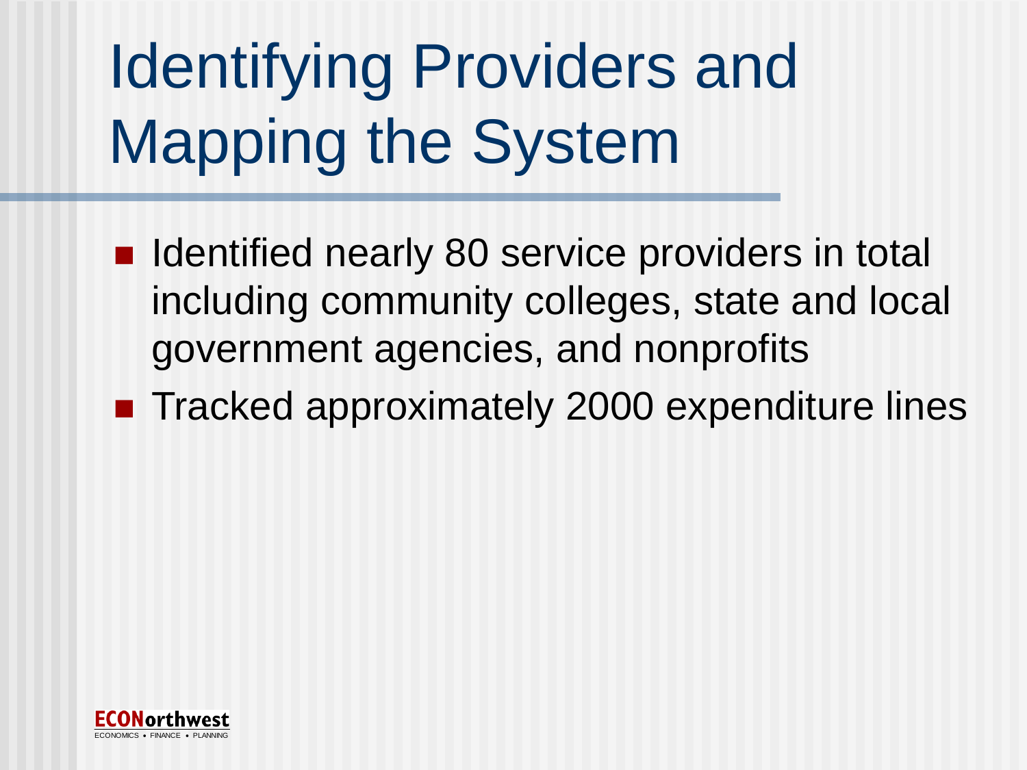# Identifying Providers and Mapping the System

- Identified nearly 80 service providers in total including community colleges, state and local government agencies, and nonprofits
- Tracked approximately 2000 expenditure lines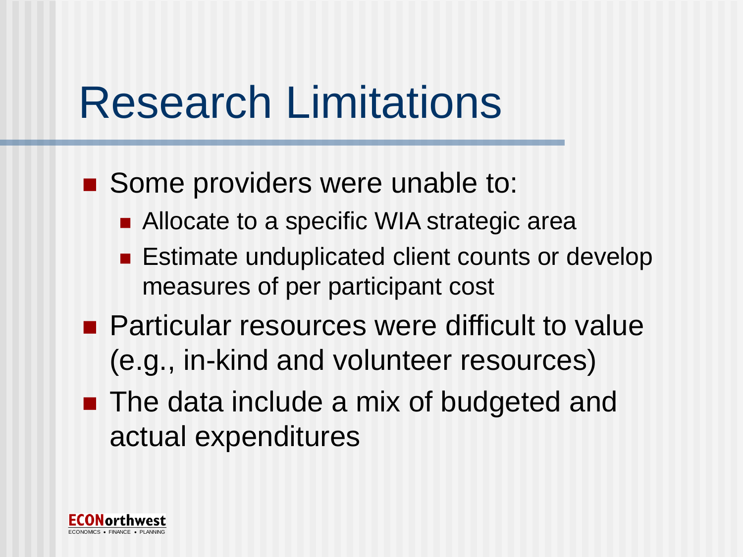# Research Limitations

- Some providers were unable to:
  - Allocate to a specific WIA strategic area
  - Estimate unduplicated client counts or develop measures of per participant cost
- Particular resources were difficult to value (e.g., in-kind and volunteer resources)
- The data include a mix of budgeted and actual expenditures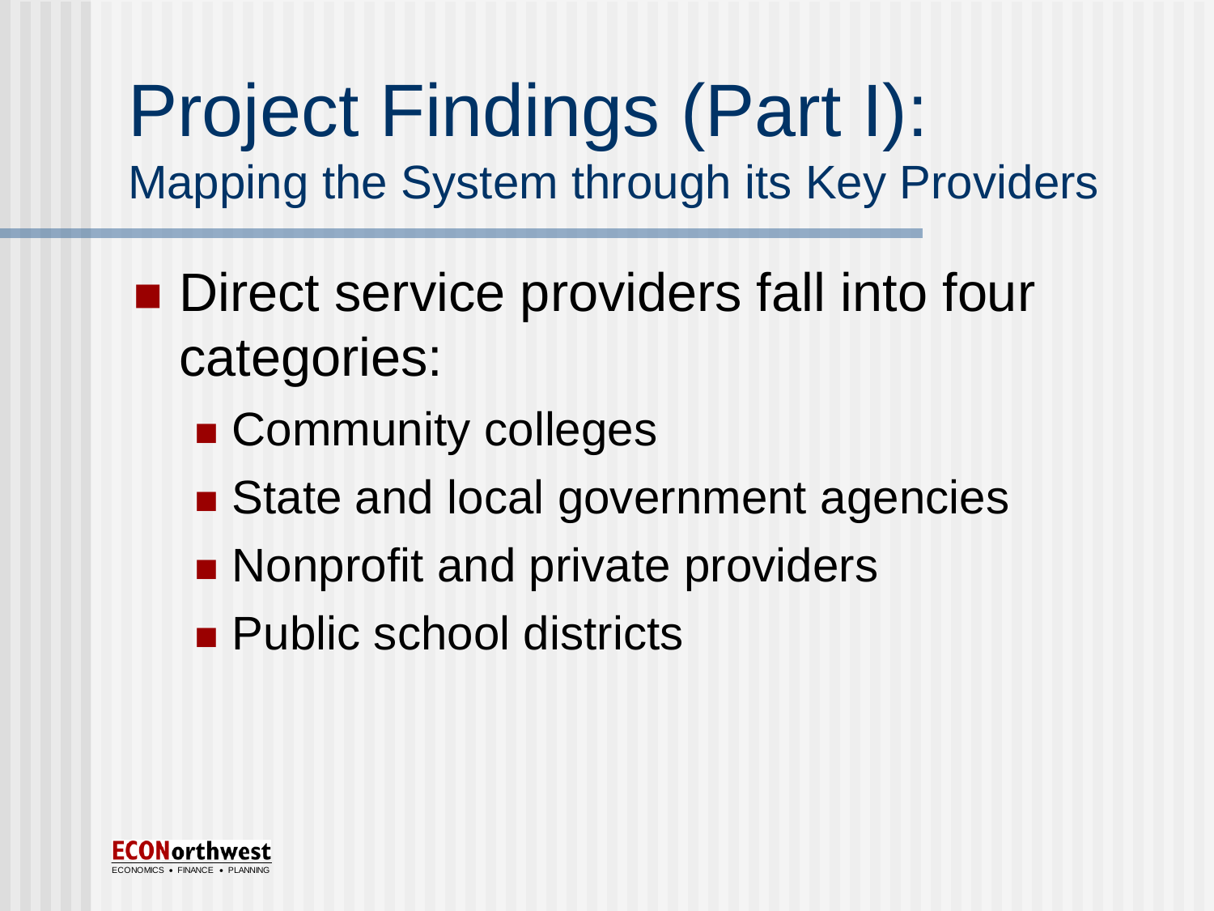# Project Findings (Part I):

## Mapping the System through its Key Providers

- Direct service providers fall into four categories:
  - Community colleges
  - State and local government agencies
  - Nonprofit and private providers
  - Public school districts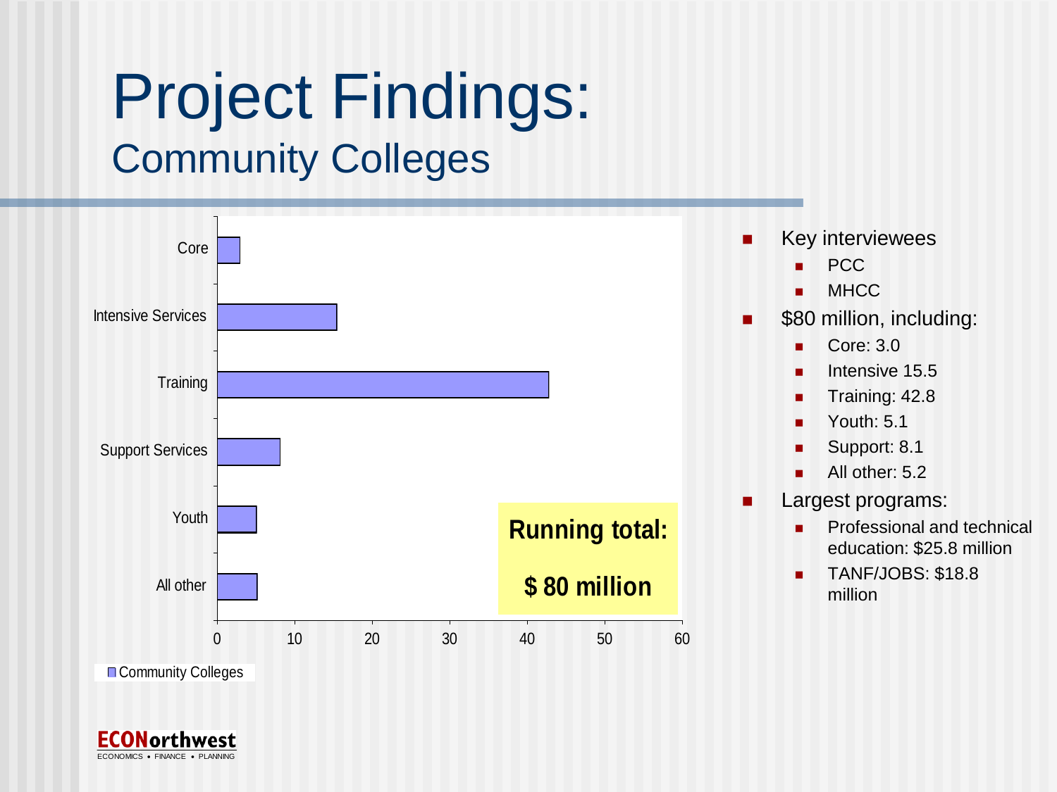# Project Findings:
## Community Colleges

| | Community Colleges |
|---|---|
| Core | 3.0 |
| Intensive Services | 15.5 |
| Training | 42.8 |
| Support Services | 8.1 |
| Youth | 5.1 |
| All other | 5.2 |

**Running total:**

**$ 80 million**

- Key interviewees
  - PCC
  - MHCC
- $80 million, including:
  - Core: 3.0
  - Intensive 15.5
  - Training: 42.8
  - Youth: 5.1
  - Support: 8.1
  - All other: 5.2
- Largest programs:
  - Professional and technical education: $25.8 million
  - TANF/JOBS: $18.8 million

ECONorthwest
ECONOMICS • FINANCE • PLANNING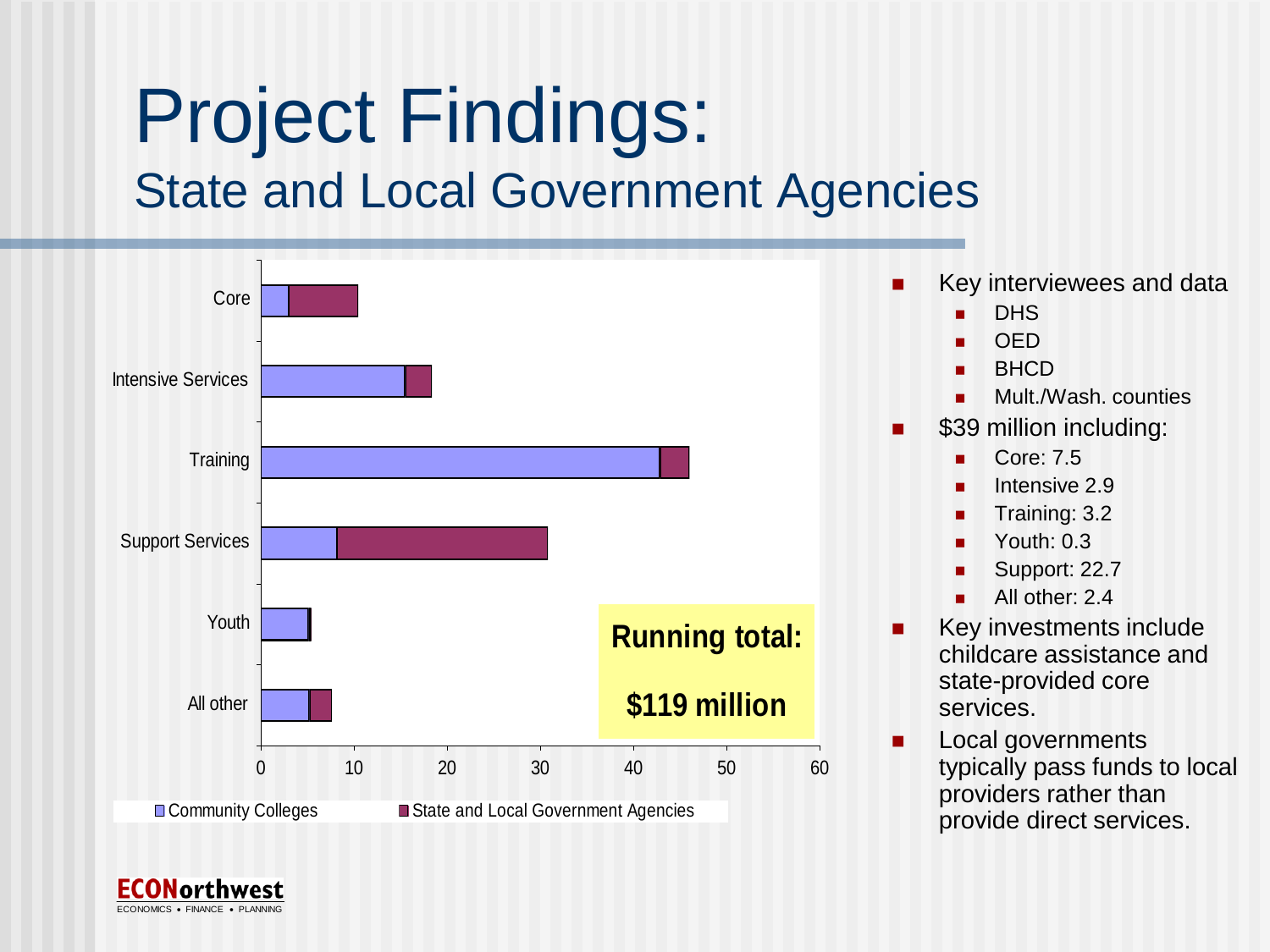# Project Findings:

## State and Local Government Agencies

Core
Intensive Services
Training
Support Services
Youth
All other

0 10 20 30 40 50 60

Community Colleges
State and Local Government Agencies

**Running total:**

**$119 million**

- Key interviewees and data
  - DHS
  - OED
  - BHCD
  - Mult./Wash. counties
- $39 million including:
  - Core: 7.5
  - Intensive 2.9
  - Training: 3.2
  - Youth: 0.3
  - Support: 22.7
  - All other: 2.4
- Key investments include childcare assistance and state-provided core services.
- Local governments typically pass funds to local providers rather than provide direct services.

ECONorthwest
ECONOMICS • FINANCE • PLANNING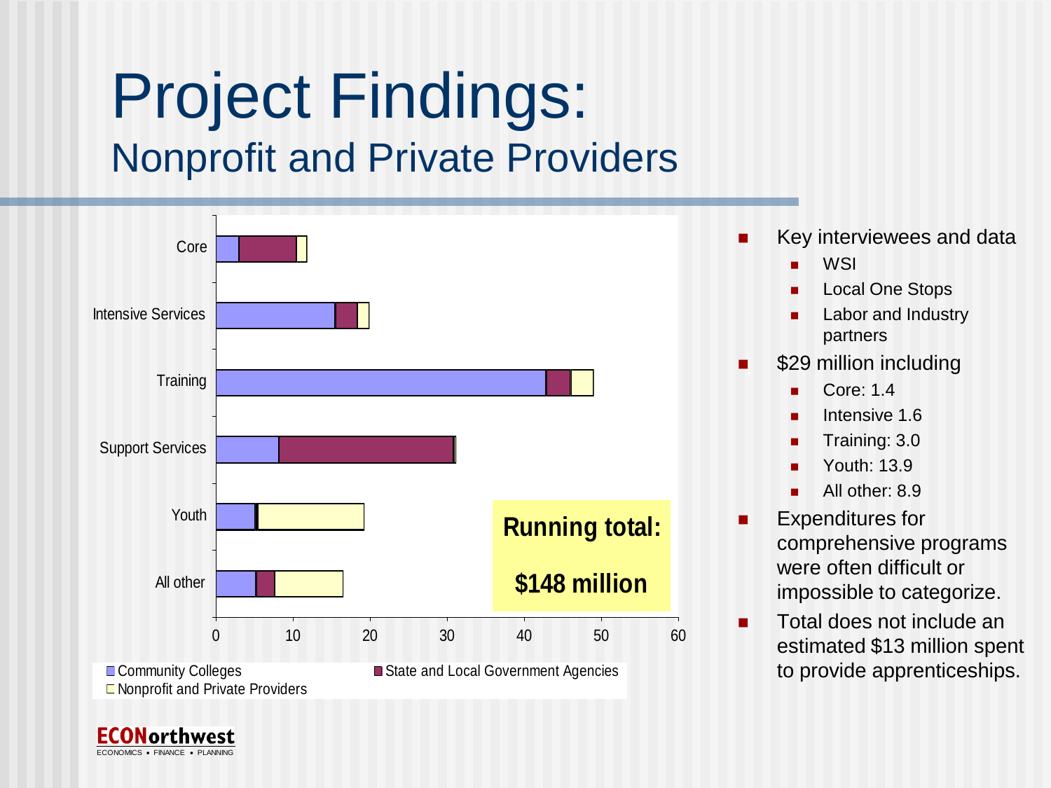# Project Findings:

## Nonprofit and Private Providers

Core

Intensive Services

Training

Support Services

Youth

All other

0 10 20 30 40 50 60

Community Colleges
State and Local Government Agencies
Nonprofit and Private Providers

**Running total:**

**$148 million**

- Key interviewees and data
  - WSI
  - Local One Stops
  - Labor and Industry partners
- $29 million including
  - Core: 1.4
  - Intensive 1.6
  - Training: 3.0
  - Youth: 13.9
  - All other: 8.9
- Expenditures for comprehensive programs were often difficult or impossible to categorize.
- Total does not include an estimated $13 million spent to provide apprenticeships.

ECONorthwest
ECONOMICS • FINANCE • PLANNING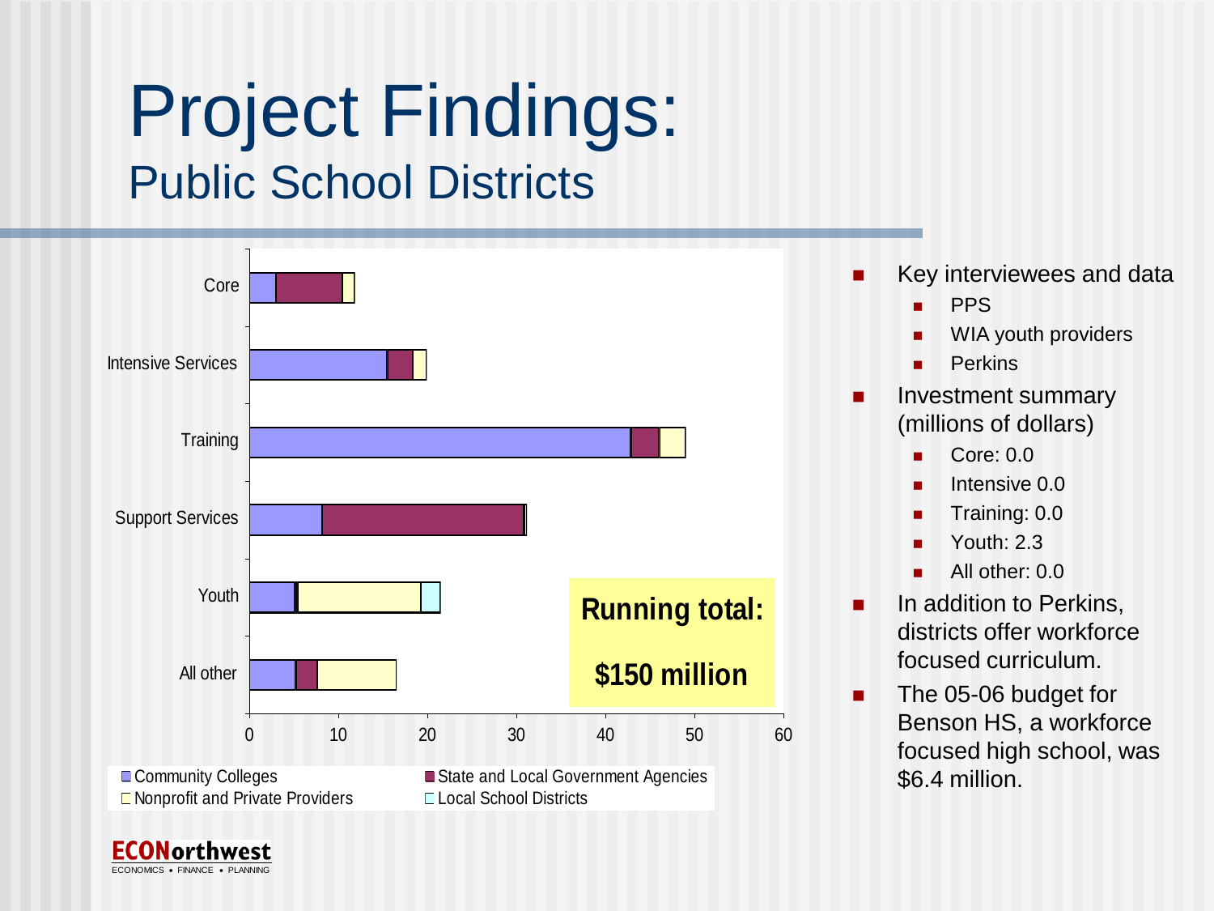# Project Findings:

## Public School Districts

Core

Intensive Services

Training

Support Services

Youth

All other

0 10 20 30 40 50 60

**Running total:**

**$150 million**

Community Colleges | State and Local Government Agencies | Nonprofit and Private Providers | Local School Districts

- Key interviewees and data
  - PPS
  - WIA youth providers
  - Perkins
- Investment summary (millions of dollars)
  - Core: 0.0
  - Intensive 0.0
  - Training: 0.0
  - Youth: 2.3
  - All other: 0.0
- In addition to Perkins, districts offer workforce focused curriculum.
- The 05-06 budget for Benson HS, a workforce focused high school, was $6.4 million.

ECONorthwest
ECONOMICS • FINANCE • PLANNING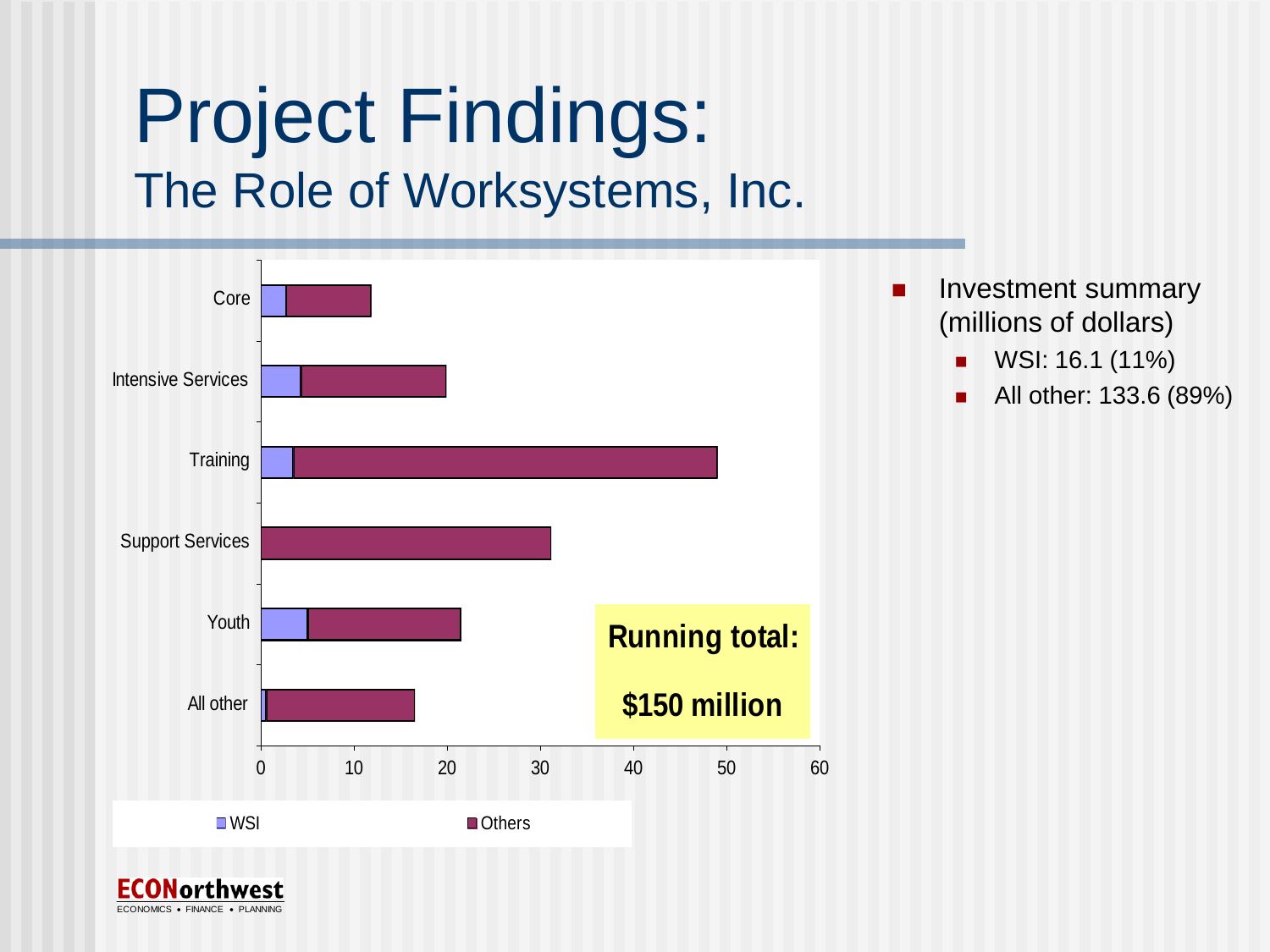# Project Findings:

## The Role of Worksystems, Inc.

Core

Intensive Services

Training

Support Services

Youth

All other

0 10 20 30 40 50 60

WSI Others

**Running total:**

**$150 million**

- Investment summary (millions of dollars)
  - WSI: 16.1 (11%)
  - All other: 133.6 (89%)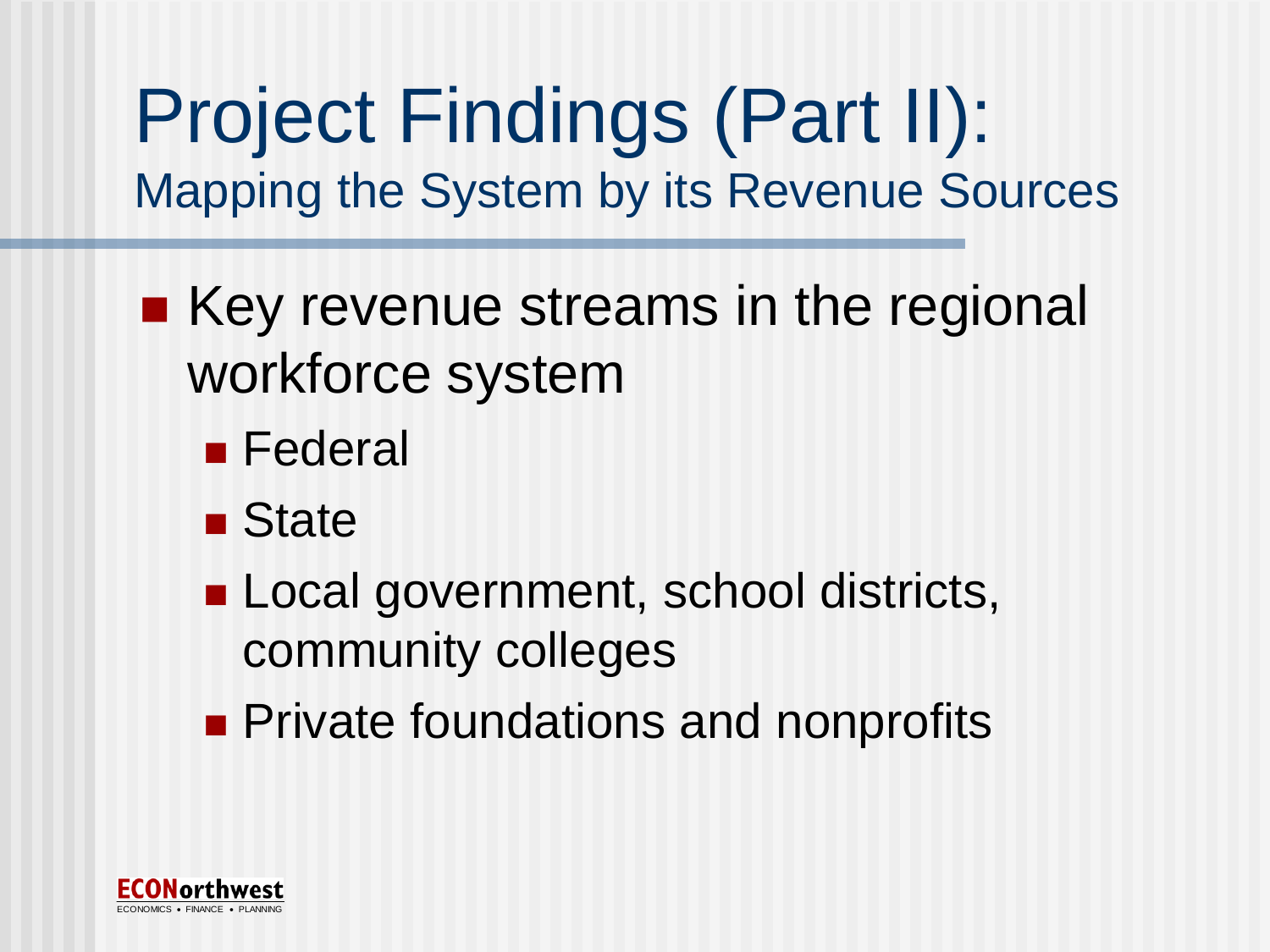# Project Findings (Part II):

## Mapping the System by its Revenue Sources

- Key revenue streams in the regional workforce system
  - Federal
  - State
  - Local government, school districts, community colleges
  - Private foundations and nonprofits

ECONorthwest
ECONOMICS • FINANCE • PLANNING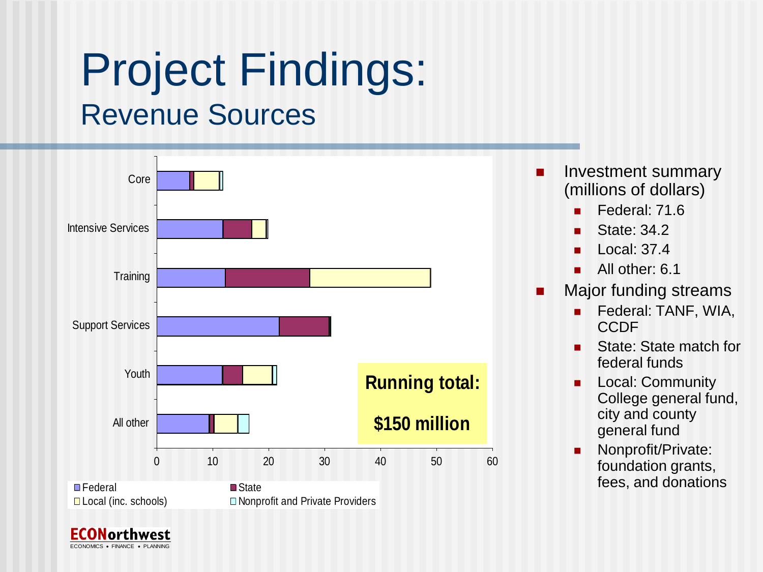# Project Findings:

## Revenue Sources

Categories: Core, Intensive Services, Training, Support Services, Youth, All other

Axis: 0, 10, 20, 30, 40, 50, 60

Legend: Federal, State, Local (inc. schools), Nonprofit and Private Providers

**Running total:**

**$150 million**

- Investment summary (millions of dollars)
  - Federal: 71.6
  - State: 34.2
  - Local: 37.4
  - All other: 6.1
- Major funding streams
  - Federal: TANF, WIA, CCDF
  - State: State match for federal funds
  - Local: Community College general fund, city and county general fund
  - Nonprofit/Private: foundation grants, fees, and donations

ECONorthwest
ECONOMICS • FINANCE • PLANNING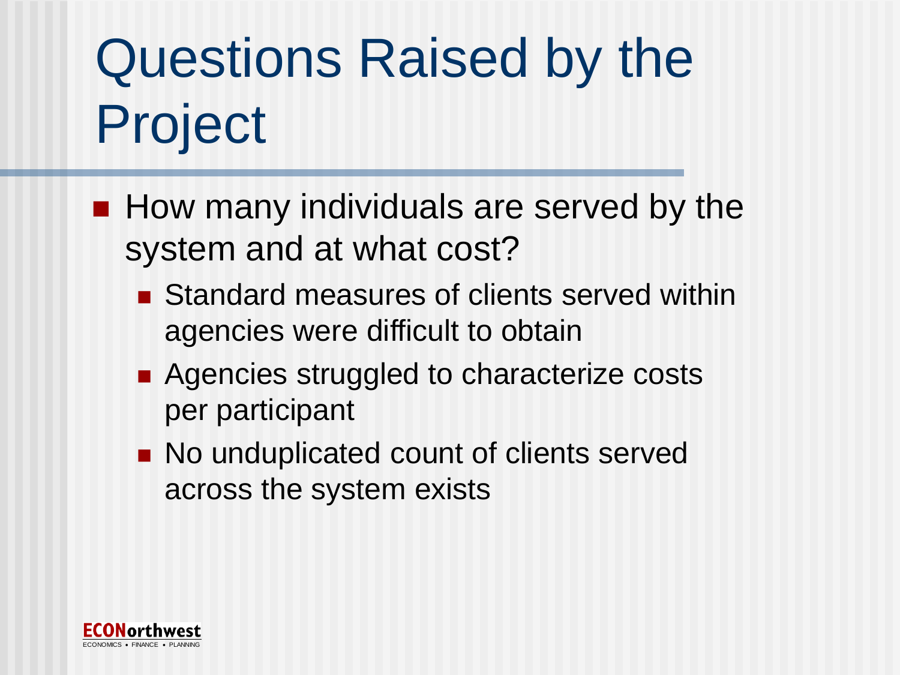# Questions Raised by the Project

- How many individuals are served by the system and at what cost?
  - Standard measures of clients served within agencies were difficult to obtain
  - Agencies struggled to characterize costs per participant
  - No unduplicated count of clients served across the system exists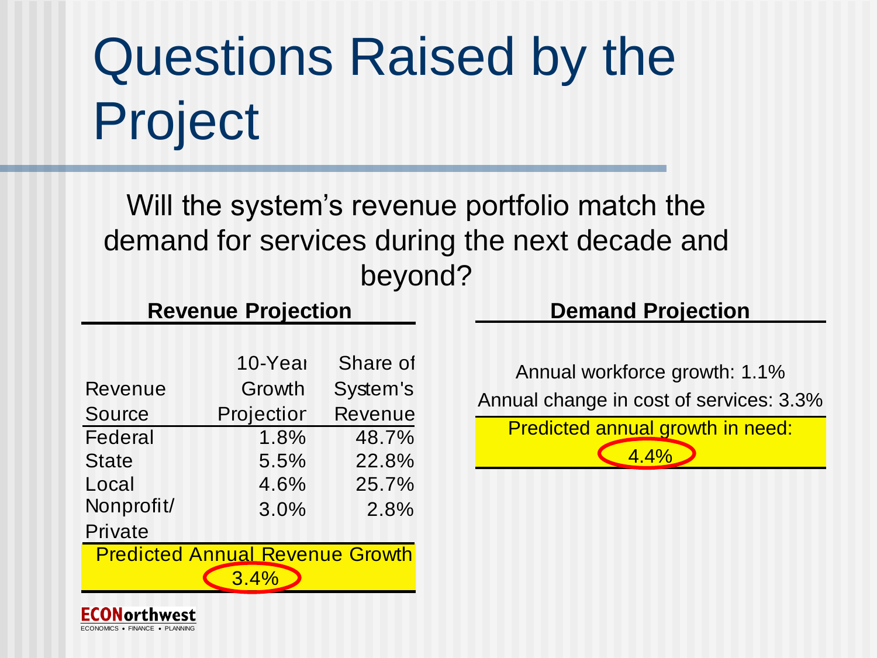# Questions Raised by the Project

Will the system's revenue portfolio match the demand for services during the next decade and beyond?

**Revenue Projection**

| Revenue Source | 10-Year Growth Projection | Share of System's Revenue |
|---|---|---|
| Federal | 1.8% | 48.7% |
| State | 5.5% | 22.8% |
| Local | 4.6% | 25.7% |
| Nonprofit/ Private | 3.0% | 2.8% |
| Predicted Annual Revenue Growth | 3.4% | |

**Demand Projection**

Annual workforce growth: 1.1%

Annual change in cost of services: 3.3%

Predicted annual growth in need: 4.4%

ECONorthwest
ECONOMICS • FINANCE • PLANNING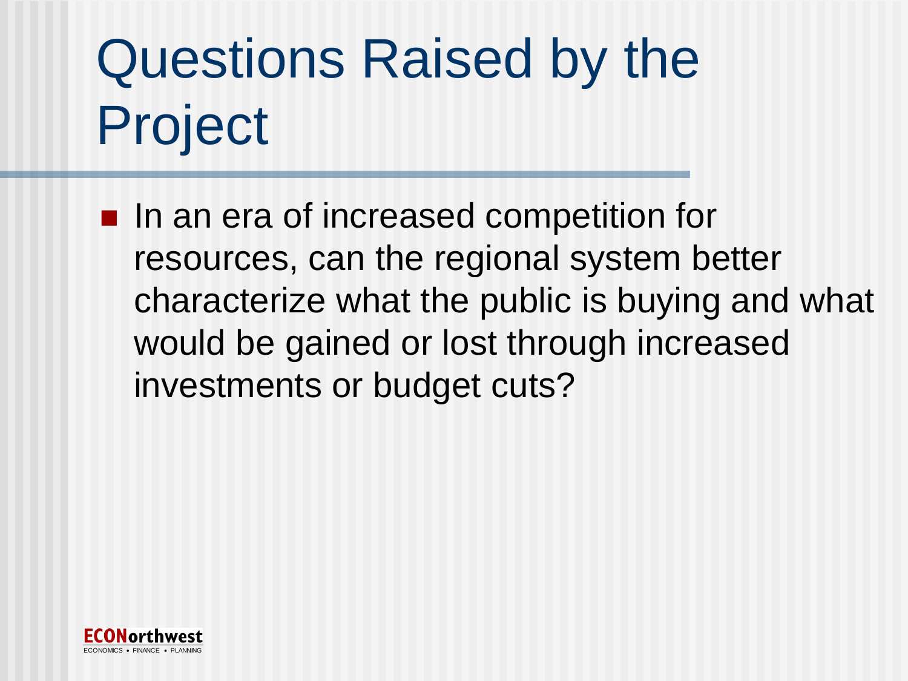# Questions Raised by the Project

- In an era of increased competition for resources, can the regional system better characterize what the public is buying and what would be gained or lost through increased investments or budget cuts?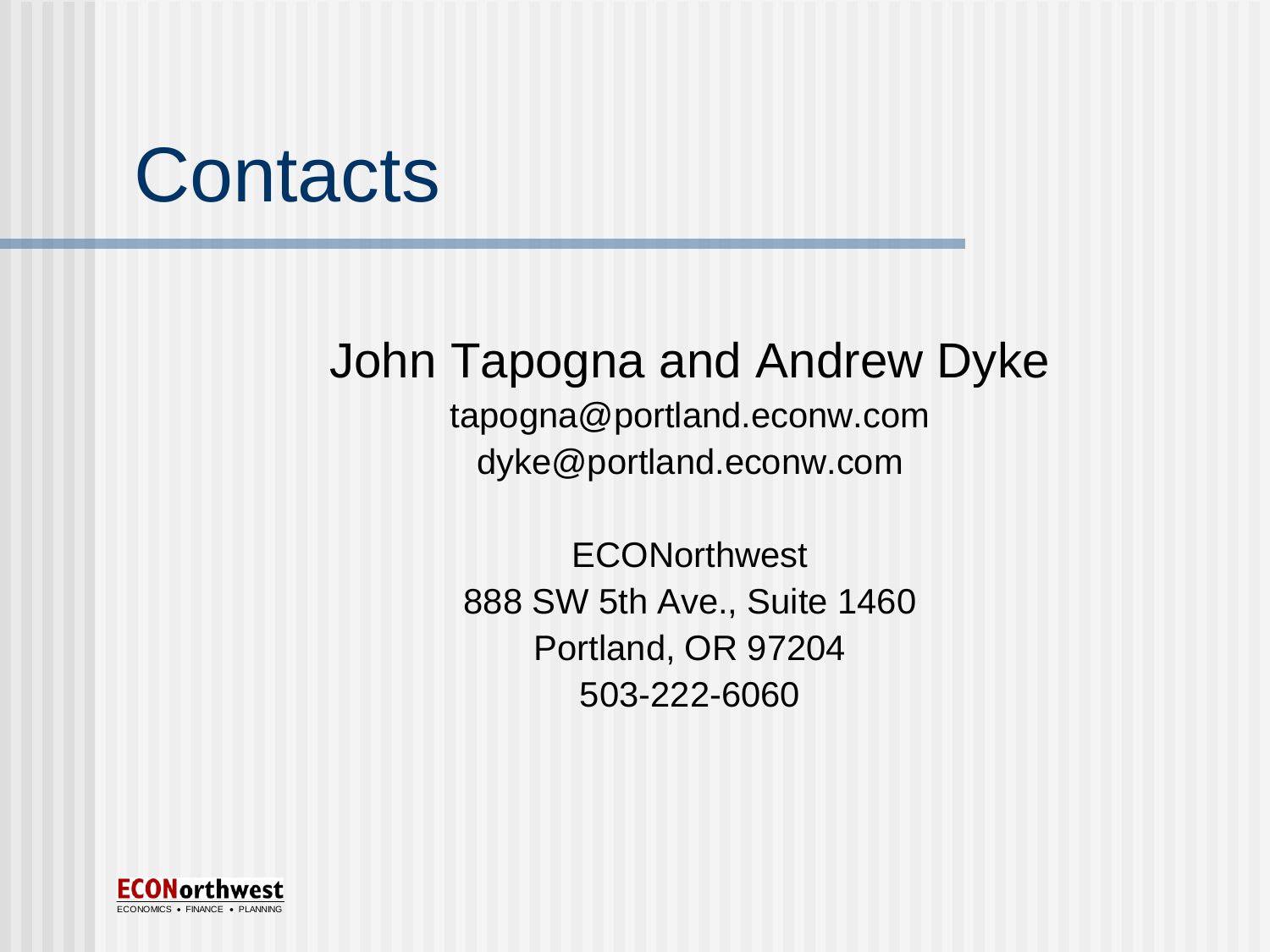# Contacts

John Tapogna and Andrew Dyke

tapogna@portland.econw.com

dyke@portland.econw.com

ECONorthwest

888 SW 5th Ave., Suite 1460

Portland, OR 97204

503-222-6060

ECONorthwest

ECONOMICS • FINANCE • PLANNING